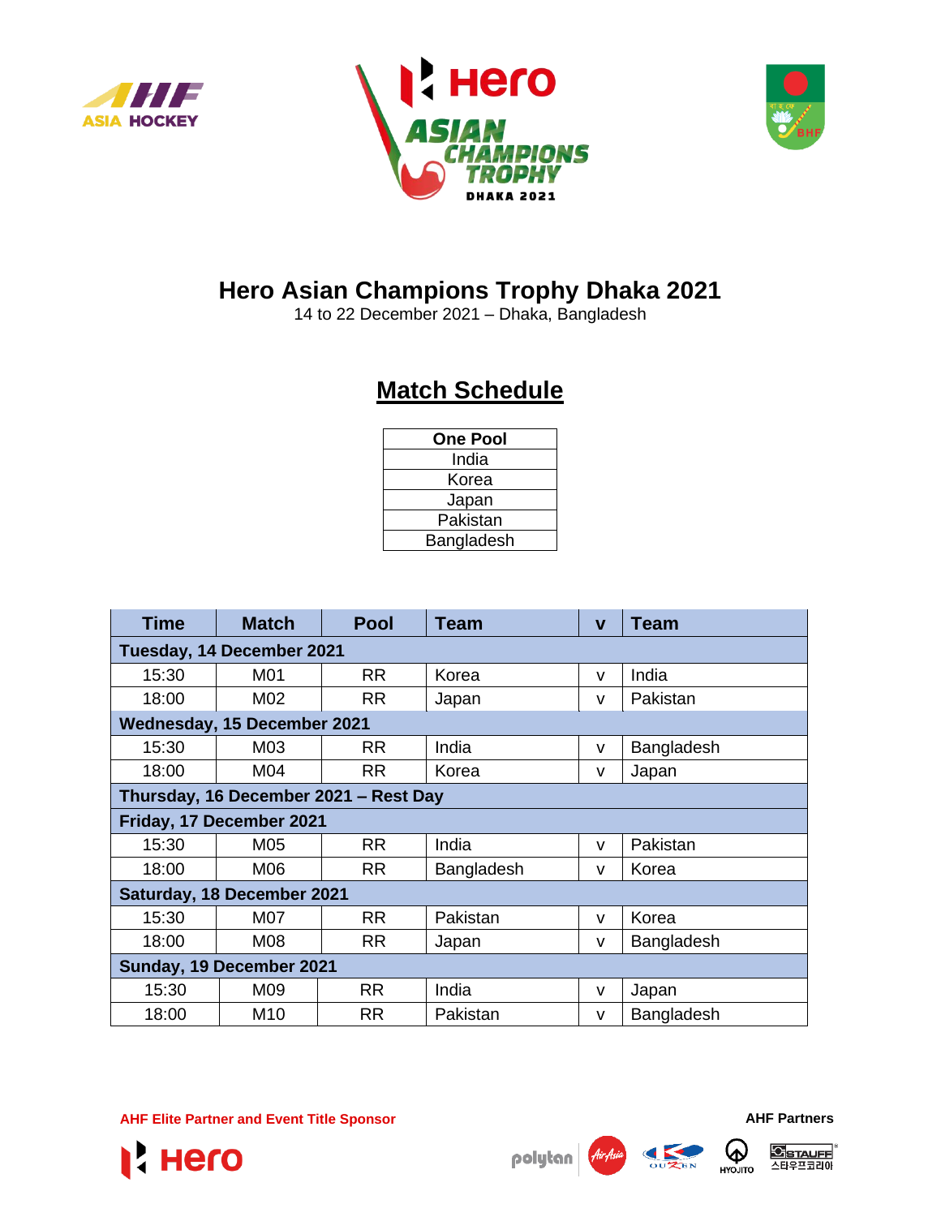# Hero Asian Champions Trophy Dhaka 2021

14 to 22 December 2021 – Dhaka, Bangladesh

## Match Schedule

| One Pool |
|---|
| India |
| Korea |
| Japan |
| Pakistan |
| Bangladesh |

| Time | Match | Pool | Team | v | Team |
|---|---|---|---|---|---|
| **Tuesday, 14 December 2021** | | | | | |
| 15:30 | M01 | RR | Korea | v | India |
| 18:00 | M02 | RR | Japan | v | Pakistan |
| **Wednesday, 15 December 2021** | | | | | |
| 15:30 | M03 | RR | India | v | Bangladesh |
| 18:00 | M04 | RR | Korea | v | Japan |
| **Thursday, 16 December 2021 – Rest Day** | | | | | |
| **Friday, 17 December 2021** | | | | | |
| 15:30 | M05 | RR | India | v | Pakistan |
| 18:00 | M06 | RR | Bangladesh | v | Korea |
| **Saturday, 18 December 2021** | | | | | |
| 15:30 | M07 | RR | Pakistan | v | Korea |
| 18:00 | M08 | RR | Japan | v | Bangladesh |
| **Sunday, 19 December 2021** | | | | | |
| 15:30 | M09 | RR | India | v | Japan |
| 18:00 | M10 | RR | Pakistan | v | Bangladesh |

**AHF Elite Partner and Event Title Sponsor**

**AHF Partners**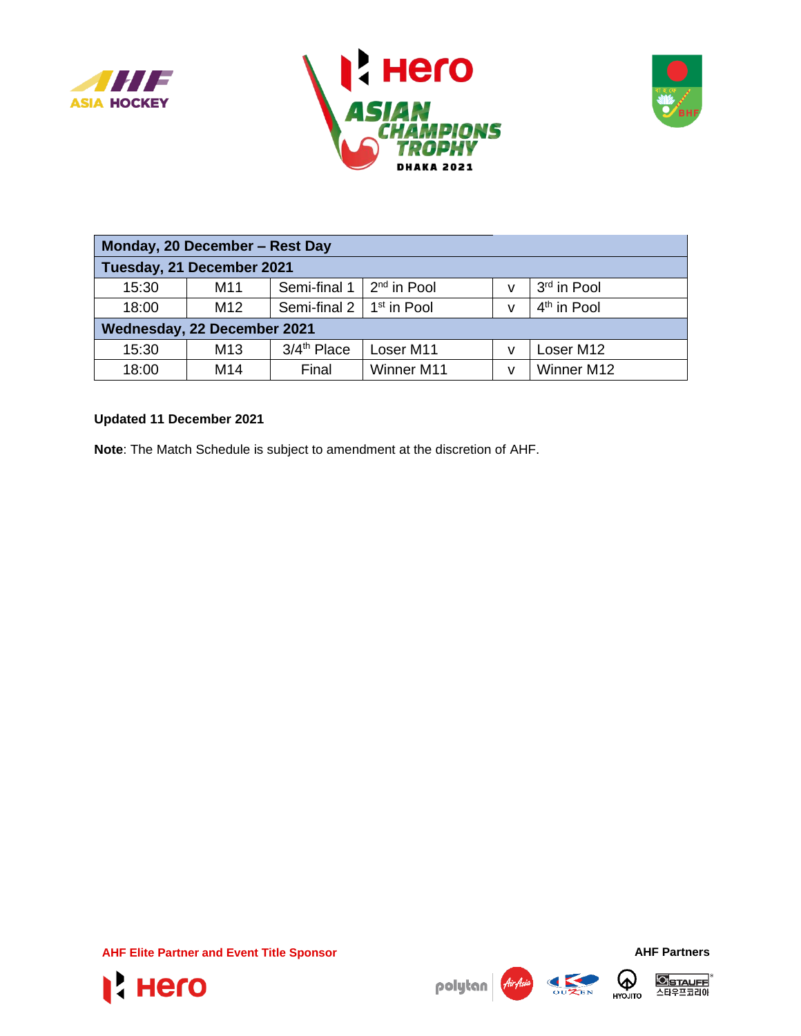| | | | | | |
|---|---|---|---|---|---|
| **Monday, 20 December – Rest Day** | | | | | |
| **Tuesday, 21 December 2021** | | | | | |
| 15:30 | M11 | Semi-final 1 | 2nd in Pool | v | 3rd in Pool |
| 18:00 | M12 | Semi-final 2 | 1st in Pool | v | 4th in Pool |
| **Wednesday, 22 December 2021** | | | | | |
| 15:30 | M13 | 3/4th Place | Loser M11 | v | Loser M12 |
| 18:00 | M14 | Final | Winner M11 | v | Winner M12 |

**Updated 11 December 2021**

**Note**: The Match Schedule is subject to amendment at the discretion of AHF.

**AHF Elite Partner and Event Title Sponsor**

**AHF Partners**